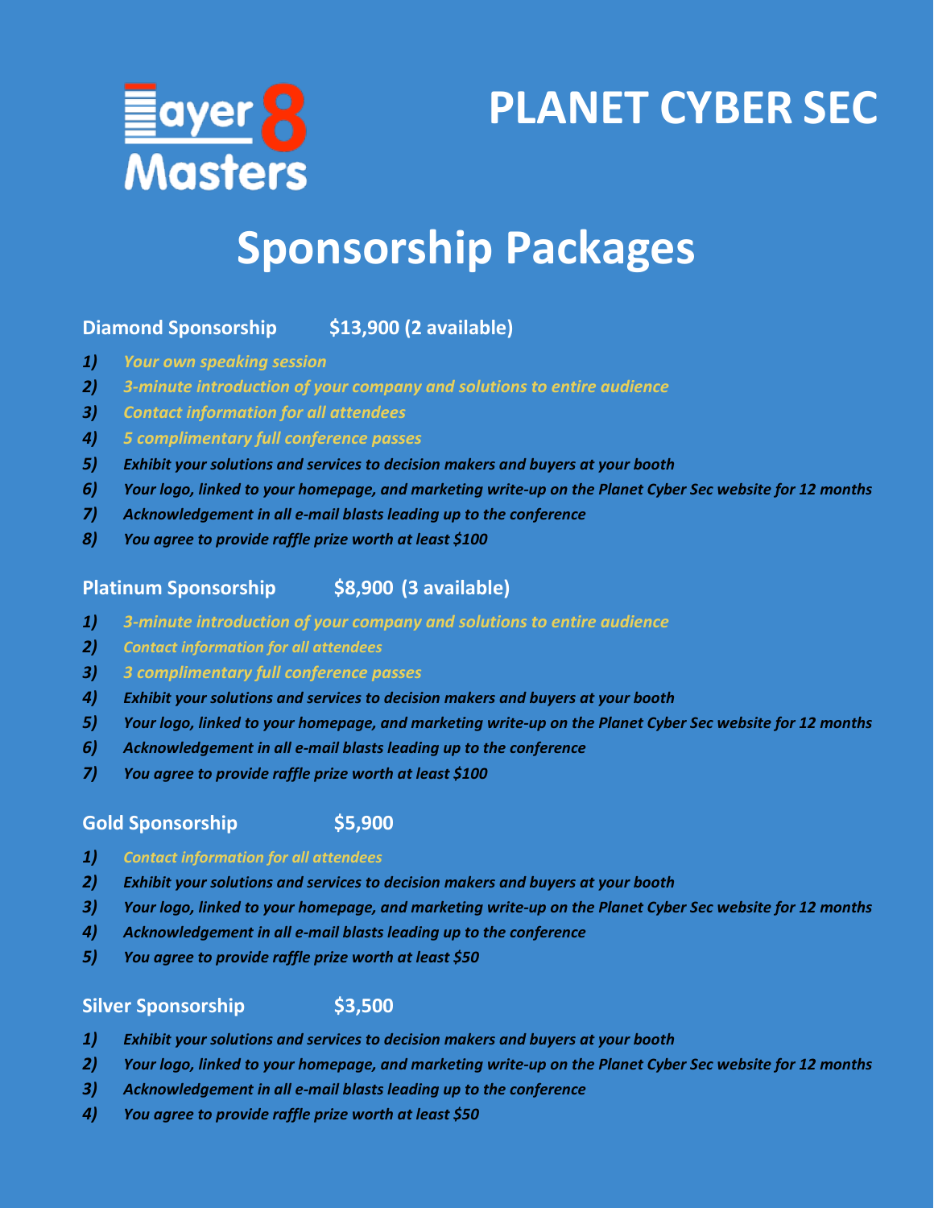# Layer 8 Masters

# PLANET CYBER SEC

# Sponsorship Packages

**Diamond Sponsorship $13,900 (2 available)**

1) *Your own speaking session*
2) *3-minute introduction of your company and solutions to entire audience*
3) *Contact information for all attendees*
4) *5 complimentary full conference passes*
5) *Exhibit your solutions and services to decision makers and buyers at your booth*
6) *Your logo, linked to your homepage, and marketing write-up on the Planet Cyber Sec website for 12 months*
7) *Acknowledgement in all e-mail blasts leading up to the conference*
8) *You agree to provide raffle prize worth at least $100*

**Platinum Sponsorship $8,900 (3 available)**

1) *3-minute introduction of your company and solutions to entire audience*
2) *Contact information for all attendees*
3) *3 complimentary full conference passes*
4) *Exhibit your solutions and services to decision makers and buyers at your booth*
5) *Your logo, linked to your homepage, and marketing write-up on the Planet Cyber Sec website for 12 months*
6) *Acknowledgement in all e-mail blasts leading up to the conference*
7) *You agree to provide raffle prize worth at least $100*

**Gold Sponsorship $5,900**

1) *Contact information for all attendees*
2) *Exhibit your solutions and services to decision makers and buyers at your booth*
3) *Your logo, linked to your homepage, and marketing write-up on the Planet Cyber Sec website for 12 months*
4) *Acknowledgement in all e-mail blasts leading up to the conference*
5) *You agree to provide raffle prize worth at least $50*

**Silver Sponsorship $3,500**

1) *Exhibit your solutions and services to decision makers and buyers at your booth*
2) *Your logo, linked to your homepage, and marketing write-up on the Planet Cyber Sec website for 12 months*
3) *Acknowledgement in all e-mail blasts leading up to the conference*
4) *You agree to provide raffle prize worth at least $50*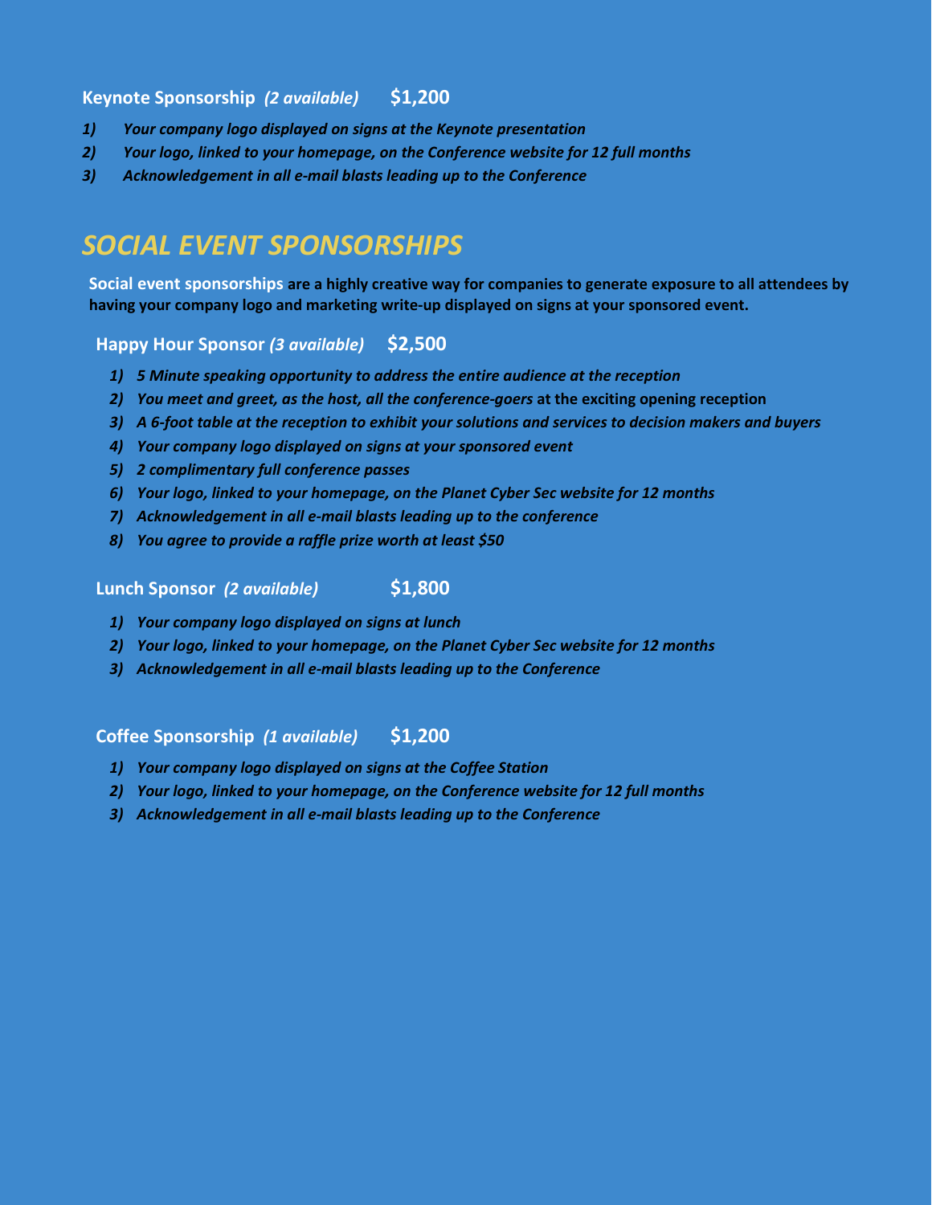**Keynote Sponsorship** ***(2 available)*** **$1,200**

1) ***Your company logo displayed on signs at the Keynote presentation***
2) ***Your logo, linked to your homepage, on the Conference website for 12 full months***
3) ***Acknowledgement in all e-mail blasts leading up to the Conference***

# *SOCIAL EVENT SPONSORSHIPS*

**Social event sponsorships are a highly creative way for companies to generate exposure to all attendees by having your company logo and marketing write-up displayed on signs at your sponsored event.**

**Happy Hour Sponsor** ***(3 available)*** **$2,500**

1) ***5 Minute speaking opportunity to address the entire audience at the reception***
2) ***You meet and greet, as the host, all the conference-goers*** **at the exciting opening reception**
3) ***A 6-foot table at the reception to exhibit your solutions and services to decision makers and buyers***
4) ***Your company logo displayed on signs at your sponsored event***
5) ***2 complimentary full conference passes***
6) ***Your logo, linked to your homepage, on the Planet Cyber Sec website for 12 months***
7) ***Acknowledgement in all e-mail blasts leading up to the conference***
8) ***You agree to provide a raffle prize worth at least $50***

**Lunch Sponsor** ***(2 available)*** **$1,800**

1) ***Your company logo displayed on signs at lunch***
2) ***Your logo, linked to your homepage, on the Planet Cyber Sec website for 12 months***
3) ***Acknowledgement in all e-mail blasts leading up to the Conference***

**Coffee Sponsorship** ***(1 available)*** **$1,200**

1) ***Your company logo displayed on signs at the Coffee Station***
2) ***Your logo, linked to your homepage, on the Conference website for 12 full months***
3) ***Acknowledgement in all e-mail blasts leading up to the Conference***